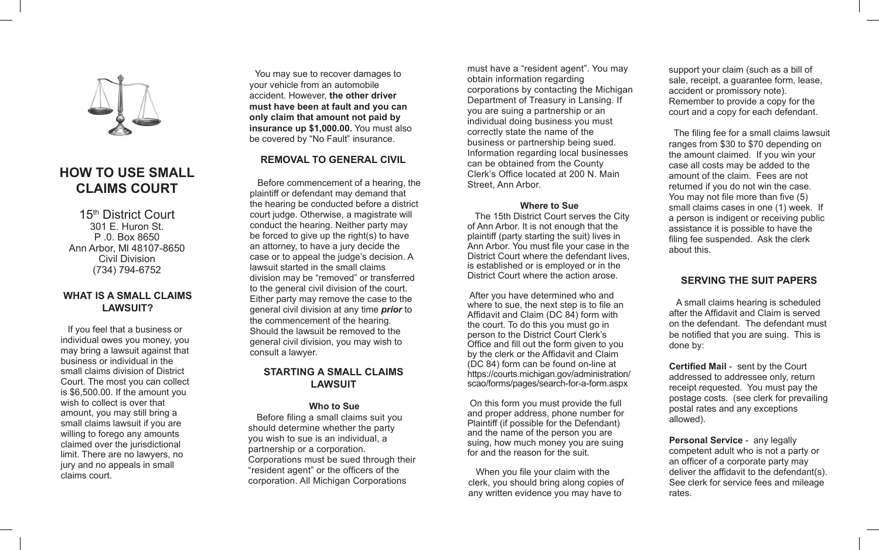# HOW TO USE SMALL CLAIMS COURT

15th District Court
301 E. Huron St.
P .0. Box 8650
Ann Arbor, Ml 48107-8650
Civil Division
(734) 794-6752

## WHAT IS A SMALL CLAIMS LAWSUIT?

If you feel that a business or individual owes you money, you may bring a lawsuit against that business or individual in the small claims division of District Court. The most you can collect is $6,500.00. If the amount you wish to collect is over that amount, you may still bring a small claims lawsuit if you are willing to forego any amounts claimed over the jurisdictional limit. There are no lawyers, no jury and no appeals in small claims court.

You may sue to recover damages to your vehicle from an automobile accident. However, **the other driver must have been at fault and you can only claim that amount not paid by insurance up $1,000.00.** You must also be covered by "No Fault" insurance.

## REMOVAL TO GENERAL CIVIL

Before commencement of a hearing, the plaintiff or defendant may demand that the hearing be conducted before a district court judge. Otherwise, a magistrate will conduct the hearing. Neither party may be forced to give up the right(s) to have an attorney, to have a jury decide the case or to appeal the judge's decision. A lawsuit started in the small claims division may be "removed" or transferred to the general civil division of the court. Either party may remove the case to the general civil division at any time ***prior*** to the commencement of the hearing. Should the lawsuit be removed to the general civil division, you may wish to consult a lawyer.

## STARTING A SMALL CLAIMS LAWSUIT

### Who to Sue

Before filing a small claims suit you should determine whether the party you wish to sue is an individual, a partnership or a corporation. Corporations must be sued through their "resident agent" or the officers of the corporation. All Michigan Corporations must have a "resident agent". You may obtain information regarding corporations by contacting the Michigan Department of Treasury in Lansing. If you are suing a partnership or an individual doing business you must correctly state the name of the business or partnership being sued. Information regarding local businesses can be obtained from the County Clerk's Office located at 200 N. Main Street, Ann Arbor.

### Where to Sue

The 15th District Court serves the City of Ann Arbor. It is not enough that the plaintiff (party starting the suit) lives in Ann Arbor. You must file your case in the District Court where the defendant lives, is established or is employed or in the District Court where the action arose.

After you have determined who and where to sue, the next step is to file an Affidavit and Claim (DC 84) form with the court. To do this you must go in person to the District Court Clerk's Office and fill out the form given to you by the clerk or the Affidavit and Claim (DC 84) form can be found on-line at https://courts.michigan.gov/administration/scao/forms/pages/search-for-a-form.aspx

On this form you must provide the full and proper address, phone number for Plaintiff (if possible for the Defendant) and the name of the person you are suing, how much money you are suing for and the reason for the suit.

When you file your claim with the clerk, you should bring along copies of any written evidence you may have to support your claim (such as a bill of sale, receipt, a guarantee form, lease, accident or promissory note). Remember to provide a copy for the court and a copy for each defendant.

The filing fee for a small claims lawsuit ranges from $30 to $70 depending on the amount claimed. If you win your case all costs may be added to the amount of the claim. Fees are not returned if you do not win the case. You may not file more than five (5) small claims cases in one (1) week. If a person is indigent or receiving public assistance it is possible to have the filing fee suspended. Ask the clerk about this.

## SERVING THE SUIT PAPERS

A small claims hearing is scheduled after the Affidavit and Claim is served on the defendant. The defendant must be notified that you are suing. This is done by:

**Certified Mail** - sent by the Court addressed to addressee only, return receipt requested. You must pay the postage costs. (see clerk for prevailing postal rates and any exceptions allowed).

**Personal Service** - any legally competent adult who is not a party or an officer of a corporate party may deliver the affidavit to the defendant(s). See clerk for service fees and mileage rates.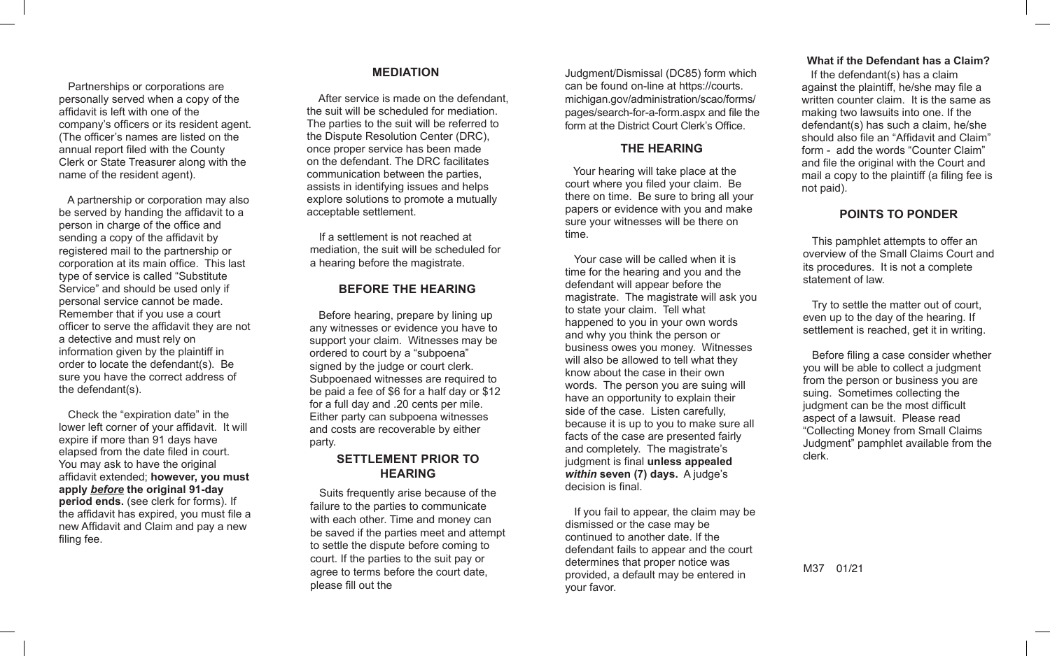Partnerships or corporations are personally served when a copy of the affidavit is left with one of the company's officers or its resident agent. (The officer's names are listed on the annual report filed with the County Clerk or State Treasurer along with the name of the resident agent).

A partnership or corporation may also be served by handing the affidavit to a person in charge of the office and sending a copy of the affidavit by registered mail to the partnership or corporation at its main office. This last type of service is called "Substitute Service" and should be used only if personal service cannot be made. Remember that if you use a court officer to serve the affidavit they are not a detective and must rely on information given by the plaintiff in order to locate the defendant(s). Be sure you have the correct address of the defendant(s).

Check the "expiration date" in the lower left corner of your affidavit. It will expire if more than 91 days have elapsed from the date filed in court. You may ask to have the original affidavit extended; **however, you must apply *before* the original 91-day period ends.** (see clerk for forms). If the affidavit has expired, you must file a new Affidavit and Claim and pay a new filing fee.

## MEDIATION

After service is made on the defendant, the suit will be scheduled for mediation. The parties to the suit will be referred to the Dispute Resolution Center (DRC), once proper service has been made on the defendant. The DRC facilitates communication between the parties, assists in identifying issues and helps explore solutions to promote a mutually acceptable settlement.

If a settlement is not reached at mediation, the suit will be scheduled for a hearing before the magistrate.

## BEFORE THE HEARING

Before hearing, prepare by lining up any witnesses or evidence you have to support your claim. Witnesses may be ordered to court by a "subpoena" signed by the judge or court clerk. Subpoenaed witnesses are required to be paid a fee of $6 for a half day or $12 for a full day and .20 cents per mile. Either party can subpoena witnesses and costs are recoverable by either party.

## SETTLEMENT PRIOR TO HEARING

Suits frequently arise because of the failure to the parties to communicate with each other. Time and money can be saved if the parties meet and attempt to settle the dispute before coming to court. If the parties to the suit pay or agree to terms before the court date, please fill out the Judgment/Dismissal (DC85) form which can be found on-line at https://courts.michigan.gov/administration/scao/forms/pages/search-for-a-form.aspx and file the form at the District Court Clerk's Office.

## THE HEARING

Your hearing will take place at the court where you filed your claim. Be there on time. Be sure to bring all your papers or evidence with you and make sure your witnesses will be there on time.

Your case will be called when it is time for the hearing and you and the defendant will appear before the magistrate. The magistrate will ask you to state your claim. Tell what happened to you in your own words and why you think the person or business owes you money. Witnesses will also be allowed to tell what they know about the case in their own words. The person you are suing will have an opportunity to explain their side of the case. Listen carefully, because it is up to you to make sure all facts of the case are presented fairly and completely. The magistrate's judgment is final **unless appealed *within* seven (7) days.** A judge's decision is final.

If you fail to appear, the claim may be dismissed or the case may be continued to another date. If the defendant fails to appear and the court determines that proper notice was provided, a default may be entered in your favor.

### What if the Defendant has a Claim?

If the defendant(s) has a claim against the plaintiff, he/she may file a written counter claim. It is the same as making two lawsuits into one. If the defendant(s) has such a claim, he/she should also file an "Affidavit and Claim" form - add the words "Counter Claim" and file the original with the Court and mail a copy to the plaintiff (a filing fee is not paid).

## POINTS TO PONDER

This pamphlet attempts to offer an overview of the Small Claims Court and its procedures. It is not a complete statement of law.

Try to settle the matter out of court, even up to the day of the hearing. If settlement is reached, get it in writing.

Before filing a case consider whether you will be able to collect a judgment from the person or business you are suing. Sometimes collecting the judgment can be the most difficult aspect of a lawsuit. Please read "Collecting Money from Small Claims Judgment" pamphlet available from the clerk.

M37 01/21